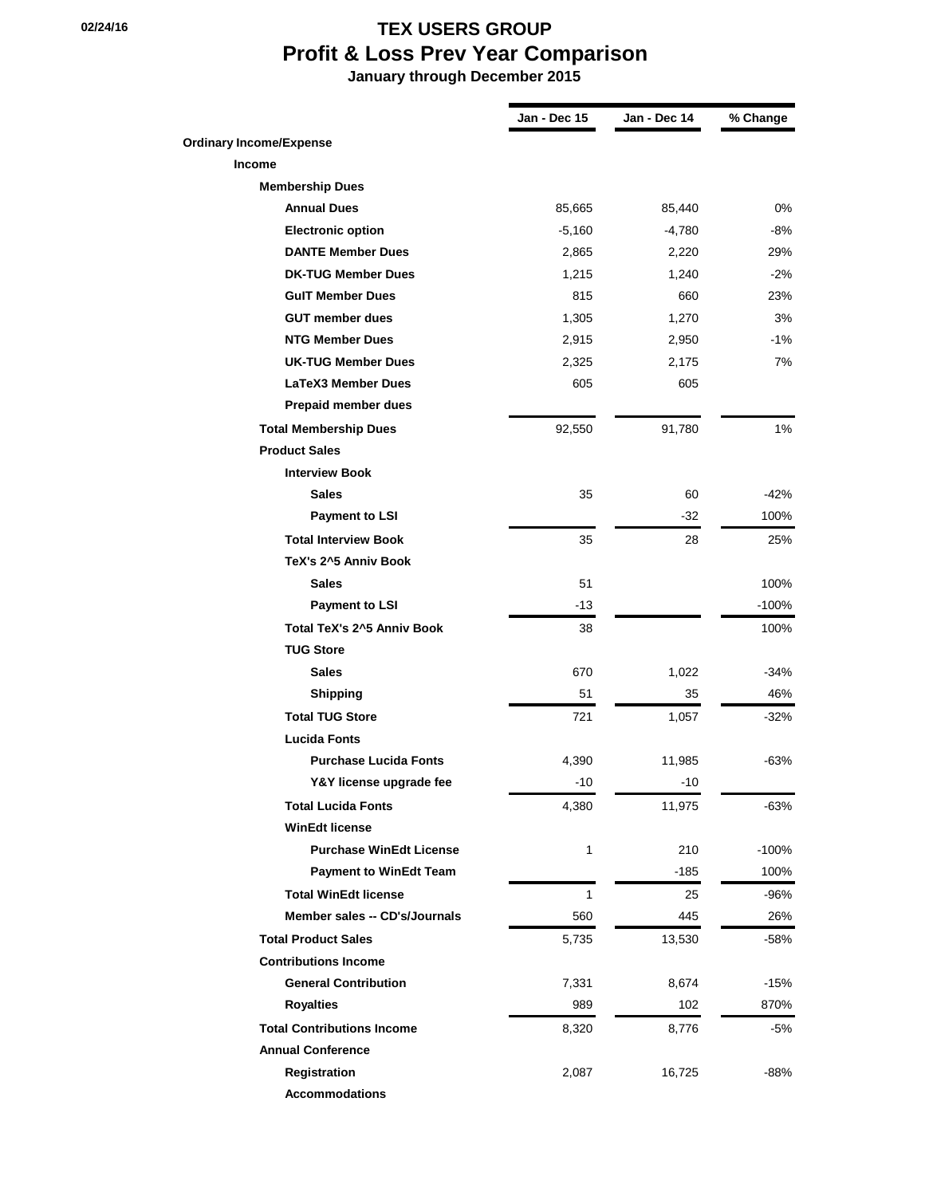# TEX USERS GROUP

## Profit & Loss Prev Year Comparison

### January through December 2015

02/24/16

| | Jan - Dec 15 | Jan - Dec 14 | % Change |
|---|---|---|---|
| **Ordinary Income/Expense** | | | |
| **Income** | | | |
| **Membership Dues** | | | |
| **Annual Dues** | 85,665 | 85,440 | 0% |
| **Electronic option** | -5,160 | -4,780 | -8% |
| **DANTE Member Dues** | 2,865 | 2,220 | 29% |
| **DK-TUG Member Dues** | 1,215 | 1,240 | -2% |
| **GuIT Member Dues** | 815 | 660 | 23% |
| **GUT member dues** | 1,305 | 1,270 | 3% |
| **NTG Member Dues** | 2,915 | 2,950 | -1% |
| **UK-TUG Member Dues** | 2,325 | 2,175 | 7% |
| **LaTeX3 Member Dues** | 605 | 605 | |
| **Prepaid member dues** | | | |
| **Total Membership Dues** | 92,550 | 91,780 | 1% |
| **Product Sales** | | | |
| **Interview Book** | | | |
| **Sales** | 35 | 60 | -42% |
| **Payment to LSI** | | -32 | 100% |
| **Total Interview Book** | 35 | 28 | 25% |
| **TeX's 2^5 Anniv Book** | | | |
| **Sales** | 51 | | 100% |
| **Payment to LSI** | -13 | | -100% |
| **Total TeX's 2^5 Anniv Book** | 38 | | 100% |
| **TUG Store** | | | |
| **Sales** | 670 | 1,022 | -34% |
| **Shipping** | 51 | 35 | 46% |
| **Total TUG Store** | 721 | 1,057 | -32% |
| **Lucida Fonts** | | | |
| **Purchase Lucida Fonts** | 4,390 | 11,985 | -63% |
| **Y&Y license upgrade fee** | -10 | -10 | |
| **Total Lucida Fonts** | 4,380 | 11,975 | -63% |
| **WinEdt license** | | | |
| **Purchase WinEdt License** | 1 | 210 | -100% |
| **Payment to WinEdt Team** | | -185 | 100% |
| **Total WinEdt license** | 1 | 25 | -96% |
| **Member sales -- CD's/Journals** | 560 | 445 | 26% |
| **Total Product Sales** | 5,735 | 13,530 | -58% |
| **Contributions Income** | | | |
| **General Contribution** | 7,331 | 8,674 | -15% |
| **Royalties** | 989 | 102 | 870% |
| **Total Contributions Income** | 8,320 | 8,776 | -5% |
| **Annual Conference** | | | |
| **Registration** | 2,087 | 16,725 | -88% |
| **Accommodations** | | | |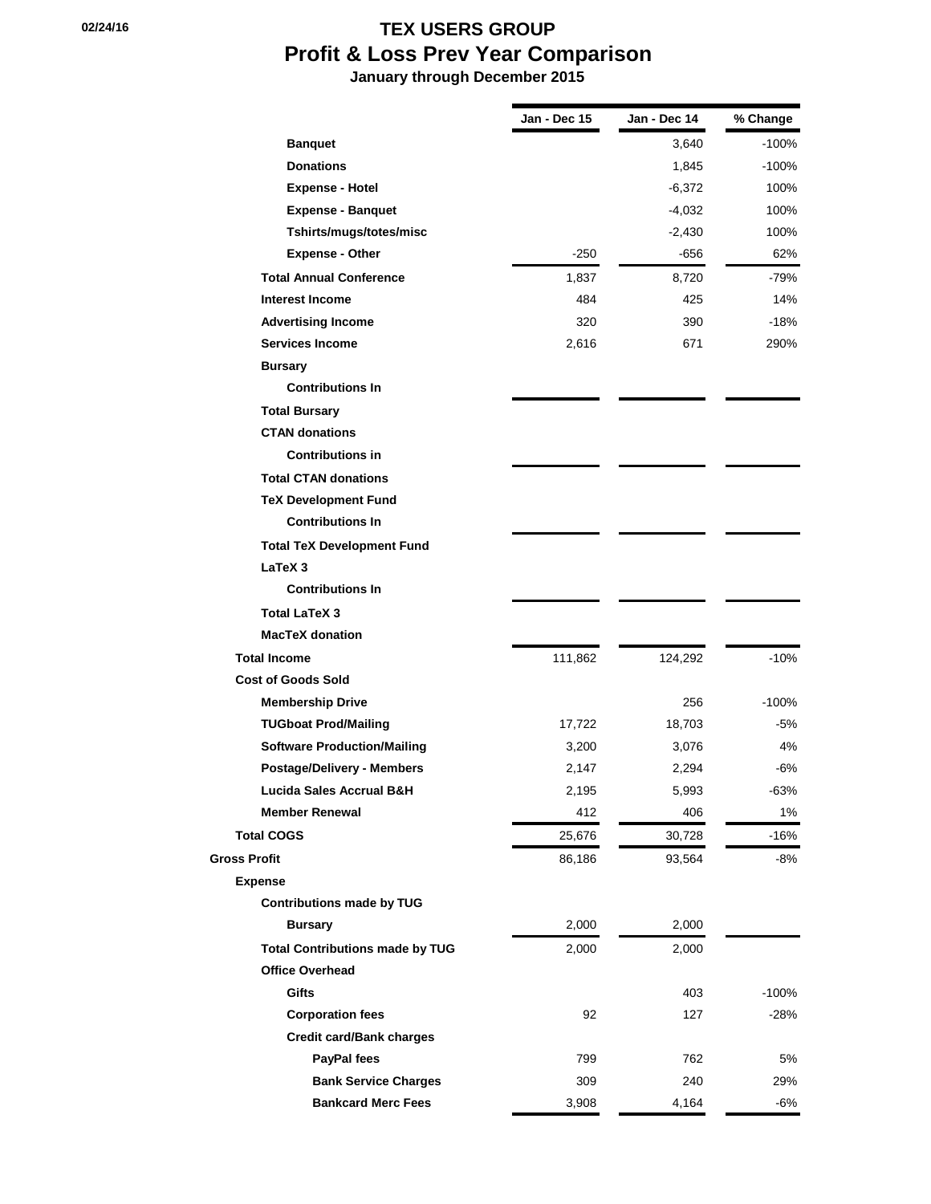# TEX USERS GROUP

## Profit & Loss Prev Year Comparison

**January through December 2015**

| | Jan - Dec 15 | Jan - Dec 14 | % Change |
|---|---|---|---|
| Banquet | | 3,640 | -100% |
| Donations | | 1,845 | -100% |
| Expense - Hotel | | -6,372 | 100% |
| Expense - Banquet | | -4,032 | 100% |
| Tshirts/mugs/totes/misc | | -2,430 | 100% |
| Expense - Other | -250 | -656 | 62% |
| Total Annual Conference | 1,837 | 8,720 | -79% |
| Interest Income | 484 | 425 | 14% |
| Advertising Income | 320 | 390 | -18% |
| Services Income | 2,616 | 671 | 290% |
| Bursary | | | |
| Contributions In | | | |
| Total Bursary | | | |
| CTAN donations | | | |
| Contributions in | | | |
| Total CTAN donations | | | |
| TeX Development Fund | | | |
| Contributions In | | | |
| Total TeX Development Fund | | | |
| LaTeX 3 | | | |
| Contributions In | | | |
| Total LaTeX 3 | | | |
| MacTeX donation | | | |
| Total Income | 111,862 | 124,292 | -10% |
| Cost of Goods Sold | | | |
| Membership Drive | | 256 | -100% |
| TUGboat Prod/Mailing | 17,722 | 18,703 | -5% |
| Software Production/Mailing | 3,200 | 3,076 | 4% |
| Postage/Delivery - Members | 2,147 | 2,294 | -6% |
| Lucida Sales Accrual B&H | 2,195 | 5,993 | -63% |
| Member Renewal | 412 | 406 | 1% |
| Total COGS | 25,676 | 30,728 | -16% |
| Gross Profit | 86,186 | 93,564 | -8% |
| Expense | | | |
| Contributions made by TUG | | | |
| Bursary | 2,000 | 2,000 | |
| Total Contributions made by TUG | 2,000 | 2,000 | |
| Office Overhead | | | |
| Gifts | | 403 | -100% |
| Corporation fees | 92 | 127 | -28% |
| Credit card/Bank charges | | | |
| PayPal fees | 799 | 762 | 5% |
| Bank Service Charges | 309 | 240 | 29% |
| Bankcard Merc Fees | 3,908 | 4,164 | -6% |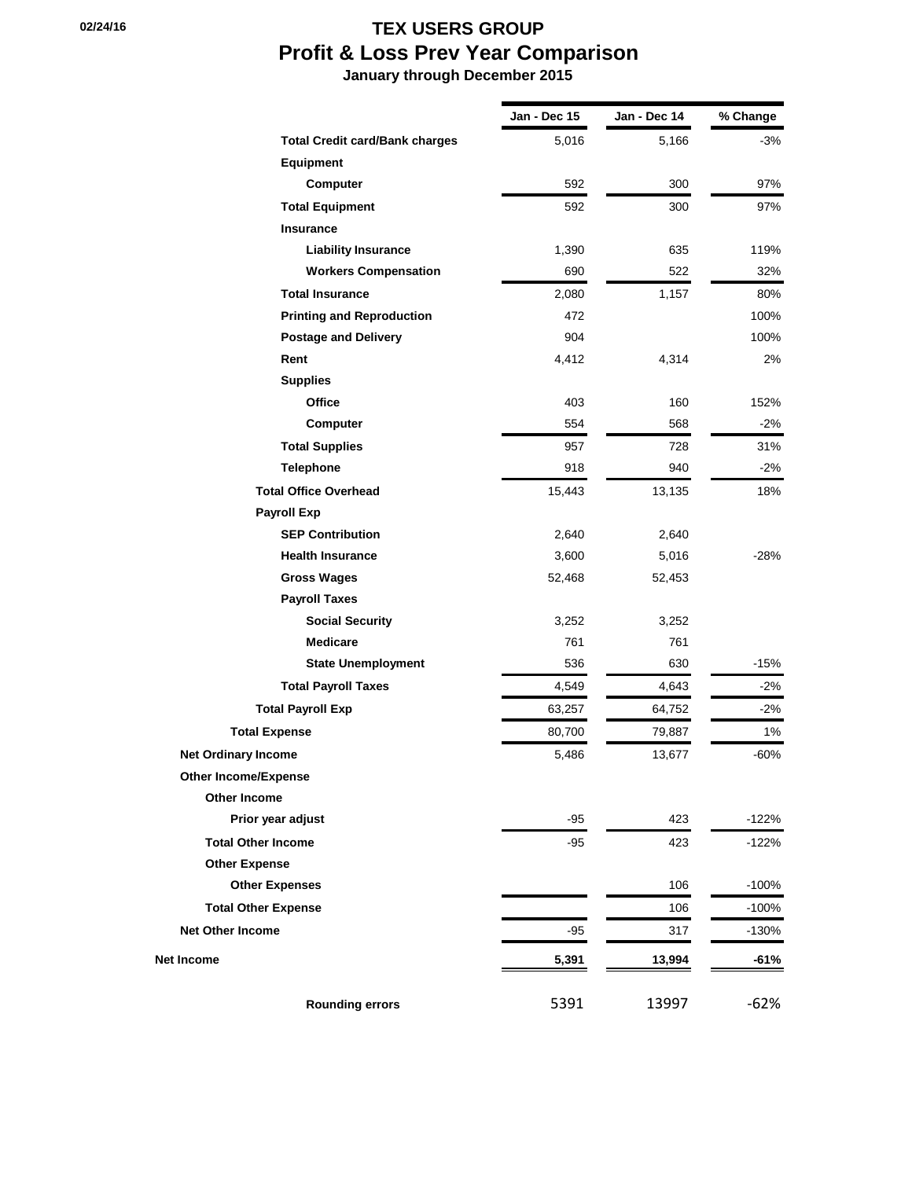02/24/16

# TEX USERS GROUP
## Profit & Loss Prev Year Comparison
### January through December 2015

| | Jan - Dec 15 | Jan - Dec 14 | % Change |
|---|---|---|---|
| **Total Credit card/Bank charges** | 5,016 | 5,166 | -3% |
| **Equipment** | | | |
| **Computer** | 592 | 300 | 97% |
| **Total Equipment** | 592 | 300 | 97% |
| **Insurance** | | | |
| **Liability Insurance** | 1,390 | 635 | 119% |
| **Workers Compensation** | 690 | 522 | 32% |
| **Total Insurance** | 2,080 | 1,157 | 80% |
| **Printing and Reproduction** | 472 | | 100% |
| **Postage and Delivery** | 904 | | 100% |
| **Rent** | 4,412 | 4,314 | 2% |
| **Supplies** | | | |
| **Office** | 403 | 160 | 152% |
| **Computer** | 554 | 568 | -2% |
| **Total Supplies** | 957 | 728 | 31% |
| **Telephone** | 918 | 940 | -2% |
| **Total Office Overhead** | 15,443 | 13,135 | 18% |
| **Payroll Exp** | | | |
| **SEP Contribution** | 2,640 | 2,640 | |
| **Health Insurance** | 3,600 | 5,016 | -28% |
| **Gross Wages** | 52,468 | 52,453 | |
| **Payroll Taxes** | | | |
| **Social Security** | 3,252 | 3,252 | |
| **Medicare** | 761 | 761 | |
| **State Unemployment** | 536 | 630 | -15% |
| **Total Payroll Taxes** | 4,549 | 4,643 | -2% |
| **Total Payroll Exp** | 63,257 | 64,752 | -2% |
| **Total Expense** | 80,700 | 79,887 | 1% |
| **Net Ordinary Income** | 5,486 | 13,677 | -60% |
| **Other Income/Expense** | | | |
| **Other Income** | | | |
| **Prior year adjust** | -95 | 423 | -122% |
| **Total Other Income** | -95 | 423 | -122% |
| **Other Expense** | | | |
| **Other Expenses** | | 106 | -100% |
| **Total Other Expense** | | 106 | -100% |
| **Net Other Income** | -95 | 317 | -130% |
| **Net Income** | **5,391** | **13,994** | **-61%** |
| **Rounding errors** | 5391 | 13997 | -62% |